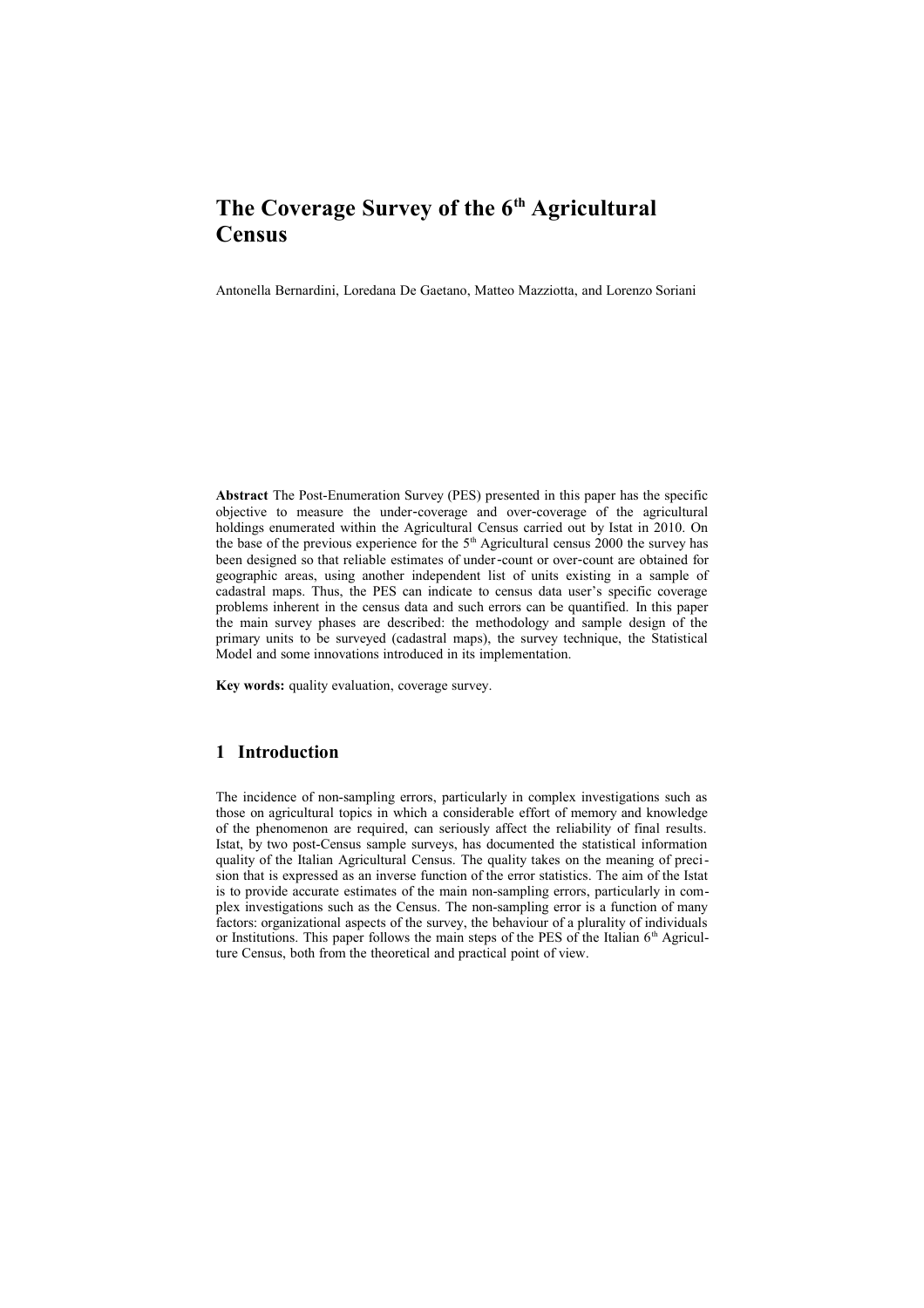# The Coverage Survey of the 6th Agricultural Census

Antonella Bernardini, Loredana De Gaetano, Matteo Mazziotta, and Lorenzo Soriani

**Abstract** The Post-Enumeration Survey (PES) presented in this paper has the specific objective to measure the under-coverage and over-coverage of the agricultural holdings enumerated within the Agricultural Census carried out by Istat in 2010. On the base of the previous experience for the 5th Agricultural census 2000 the survey has been designed so that reliable estimates of under-count or over-count are obtained for geographic areas, using another independent list of units existing in a sample of cadastral maps. Thus, the PES can indicate to census data user's specific coverage problems inherent in the census data and such errors can be quantified. In this paper the main survey phases are described: the methodology and sample design of the primary units to be surveyed (cadastral maps), the survey technique, the Statistical Model and some innovations introduced in its implementation.

**Key words:** quality evaluation, coverage survey.

## 1 Introduction

The incidence of non-sampling errors, particularly in complex investigations such as those on agricultural topics in which a considerable effort of memory and knowledge of the phenomenon are required, can seriously affect the reliability of final results. Istat, by two post-Census sample surveys, has documented the statistical information quality of the Italian Agricultural Census. The quality takes on the meaning of precision that is expressed as an inverse function of the error statistics. The aim of the Istat is to provide accurate estimates of the main non-sampling errors, particularly in complex investigations such as the Census. The non-sampling error is a function of many factors: organizational aspects of the survey, the behaviour of a plurality of individuals or Institutions. This paper follows the main steps of the PES of the Italian 6th Agriculture Census, both from the theoretical and practical point of view.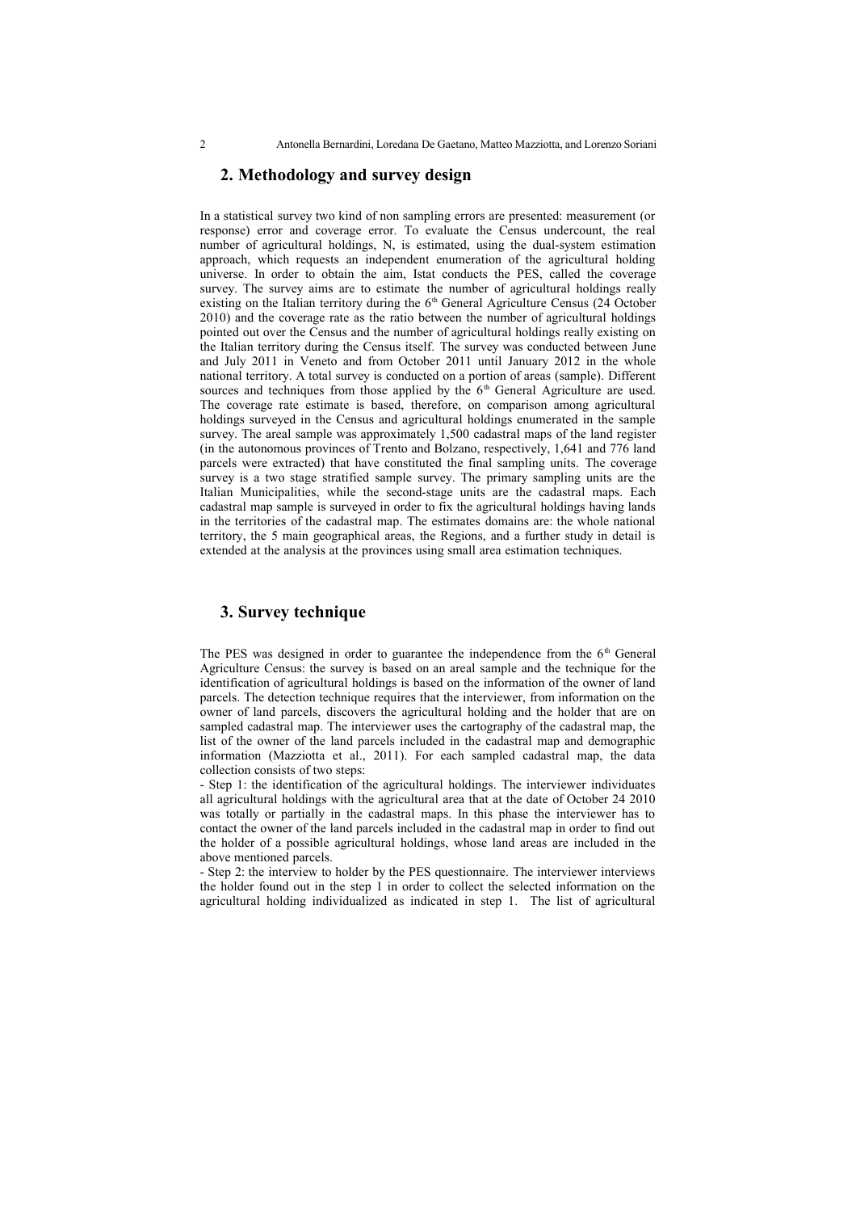## 2. Methodology and survey design

In a statistical survey two kind of non sampling errors are presented: measurement (or response) error and coverage error. To evaluate the Census undercount, the real number of agricultural holdings, N, is estimated, using the dual-system estimation approach, which requests an independent enumeration of the agricultural holding universe. In order to obtain the aim, Istat conducts the PES, called the coverage survey. The survey aims are to estimate the number of agricultural holdings really existing on the Italian territory during the 6th General Agriculture Census (24 October 2010) and the coverage rate as the ratio between the number of agricultural holdings pointed out over the Census and the number of agricultural holdings really existing on the Italian territory during the Census itself. The survey was conducted between June and July 2011 in Veneto and from October 2011 until January 2012 in the whole national territory. A total survey is conducted on a portion of areas (sample). Different sources and techniques from those applied by the 6th General Agriculture are used. The coverage rate estimate is based, therefore, on comparison among agricultural holdings surveyed in the Census and agricultural holdings enumerated in the sample survey. The areal sample was approximately 1,500 cadastral maps of the land register (in the autonomous provinces of Trento and Bolzano, respectively, 1,641 and 776 land parcels were extracted) that have constituted the final sampling units. The coverage survey is a two stage stratified sample survey. The primary sampling units are the Italian Municipalities, while the second-stage units are the cadastral maps. Each cadastral map sample is surveyed in order to fix the agricultural holdings having lands in the territories of the cadastral map. The estimates domains are: the whole national territory, the 5 main geographical areas, the Regions, and a further study in detail is extended at the analysis at the provinces using small area estimation techniques.

## 3. Survey technique

The PES was designed in order to guarantee the independence from the 6th General Agriculture Census: the survey is based on an areal sample and the technique for the identification of agricultural holdings is based on the information of the owner of land parcels. The detection technique requires that the interviewer, from information on the owner of land parcels, discovers the agricultural holding and the holder that are on sampled cadastral map. The interviewer uses the cartography of the cadastral map, the list of the owner of the land parcels included in the cadastral map and demographic information (Mazziotta et al., 2011). For each sampled cadastral map, the data collection consists of two steps:

- Step 1: the identification of the agricultural holdings. The interviewer individuates all agricultural holdings with the agricultural area that at the date of October 24 2010 was totally or partially in the cadastral maps. In this phase the interviewer has to contact the owner of the land parcels included in the cadastral map in order to find out the holder of a possible agricultural holdings, whose land areas are included in the above mentioned parcels.
- Step 2: the interview to holder by the PES questionnaire. The interviewer interviews the holder found out in the step 1 in order to collect the selected information on the agricultural holding individualized as indicated in step 1. The list of agricultural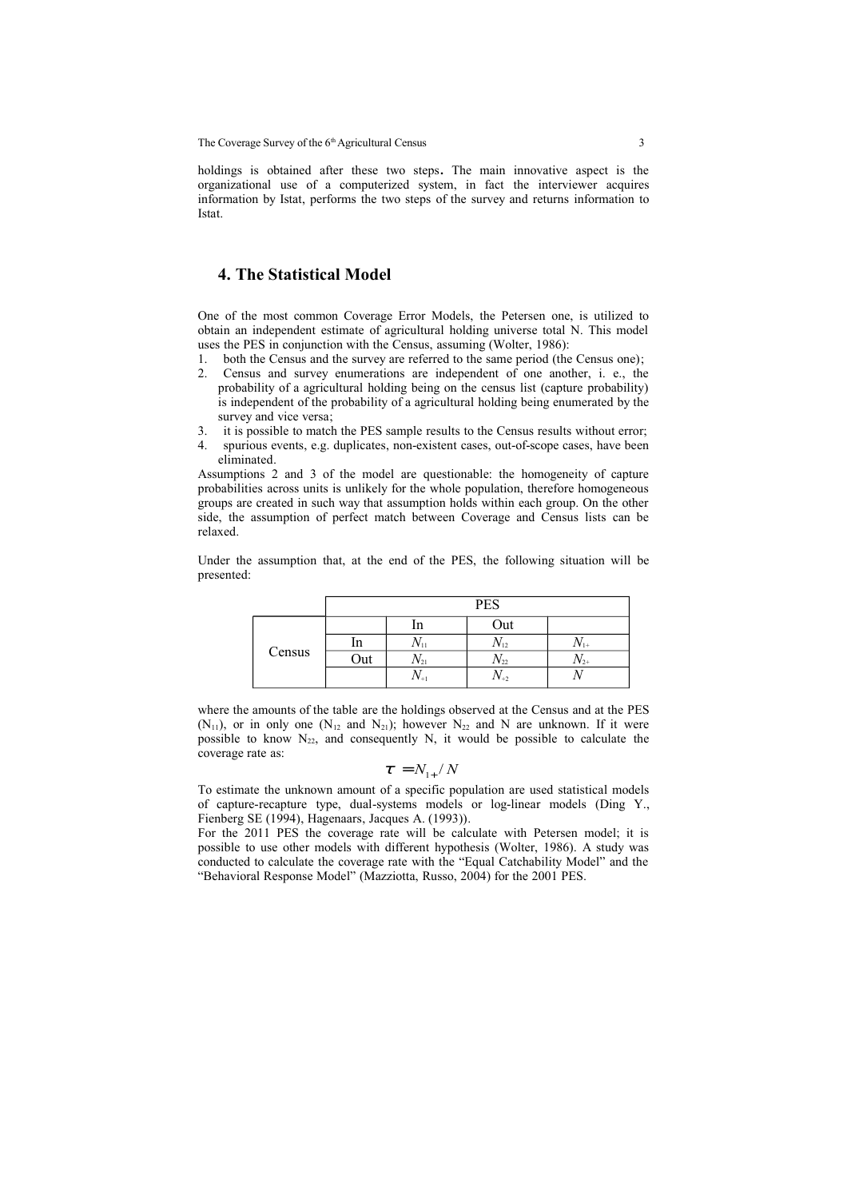holdings is obtained after these two steps. The main innovative aspect is the organizational use of a computerized system, in fact the interviewer acquires information by Istat, performs the two steps of the survey and returns information to Istat.

## 4. The Statistical Model

One of the most common Coverage Error Models, the Petersen one, is utilized to obtain an independent estimate of agricultural holding universe total N. This model uses the PES in conjunction with the Census, assuming (Wolter, 1986):

1. both the Census and the survey are referred to the same period (the Census one);
2. Census and survey enumerations are independent of one another, i. e., the probability of a agricultural holding being on the census list (capture probability) is independent of the probability of a agricultural holding being enumerated by the survey and vice versa;
3. it is possible to match the PES sample results to the Census results without error;
4. spurious events, e.g. duplicates, non-existent cases, out-of-scope cases, have been eliminated.

Assumptions 2 and 3 of the model are questionable: the homogeneity of capture probabilities across units is unlikely for the whole population, therefore homogeneous groups are created in such way that assumption holds within each group. On the other side, the assumption of perfect match between Coverage and Census lists can be relaxed.

Under the assumption that, at the end of the PES, the following situation will be presented:

| | | PES | | |
|---|---|---|---|---|
| | | In | Out | |
| Census | In | $N_{11}$ | $N_{12}$ | $N_{1+}$ |
| | Out | $N_{21}$ | $N_{22}$ | $N_{2+}$ |
| | | $N_{+1}$ | $N_{+2}$ | $N$ |

where the amounts of the table are the holdings observed at the Census and at the PES ($N_{11}$), or in only one ($N_{12}$ and $N_{21}$); however $N_{22}$ and N are unknown. If it were possible to know $N_{22}$, and consequently N, it would be possible to calculate the coverage rate as:

$$\tau = N_{1+} / N$$

To estimate the unknown amount of a specific population are used statistical models of capture-recapture type, dual-systems models or log-linear models (Ding Y., Fienberg SE (1994), Hagenaars, Jacques A. (1993)).

For the 2011 PES the coverage rate will be calculate with Petersen model; it is possible to use other models with different hypothesis (Wolter, 1986). A study was conducted to calculate the coverage rate with the "Equal Catchability Model" and the "Behavioral Response Model" (Mazziotta, Russo, 2004) for the 2001 PES.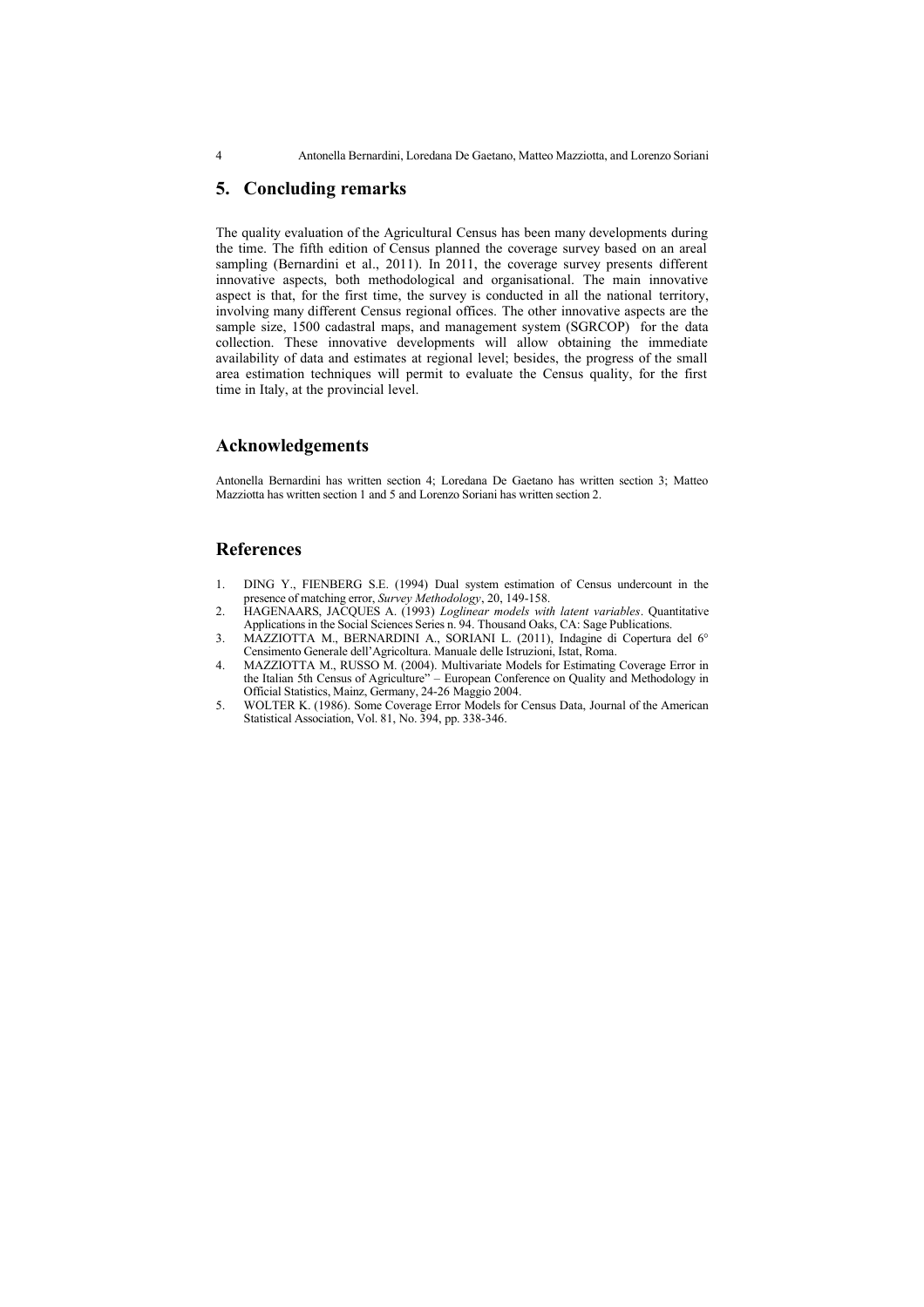## 5. Concluding remarks

The quality evaluation of the Agricultural Census has been many developments during the time. The fifth edition of Census planned the coverage survey based on an areal sampling (Bernardini et al., 2011). In 2011, the coverage survey presents different innovative aspects, both methodological and organisational. The main innovative aspect is that, for the first time, the survey is conducted in all the national territory, involving many different Census regional offices. The other innovative aspects are the sample size, 1500 cadastral maps, and management system (SGRCOP) for the data collection. These innovative developments will allow obtaining the immediate availability of data and estimates at regional level; besides, the progress of the small area estimation techniques will permit to evaluate the Census quality, for the first time in Italy, at the provincial level.

## Acknowledgements

Antonella Bernardini has written section 4; Loredana De Gaetano has written section 3; Matteo Mazziotta has written section 1 and 5 and Lorenzo Soriani has written section 2.

## References

1. DING Y., FIENBERG S.E. (1994) Dual system estimation of Census undercount in the presence of matching error, *Survey Methodology*, 20, 149-158.
2. HAGENAARS, JACQUES A. (1993) *Loglinear models with latent variables*. Quantitative Applications in the Social Sciences Series n. 94. Thousand Oaks, CA: Sage Publications.
3. MAZZIOTTA M., BERNARDINI A., SORIANI L. (2011), Indagine di Copertura del 6° Censimento Generale dell'Agricoltura. Manuale delle Istruzioni, Istat, Roma.
4. MAZZIOTTA M., RUSSO M. (2004). Multivariate Models for Estimating Coverage Error in the Italian 5th Census of Agriculture" – European Conference on Quality and Methodology in Official Statistics, Mainz, Germany, 24-26 Maggio 2004.
5. WOLTER K. (1986). Some Coverage Error Models for Census Data, Journal of the American Statistical Association, Vol. 81, No. 394, pp. 338-346.